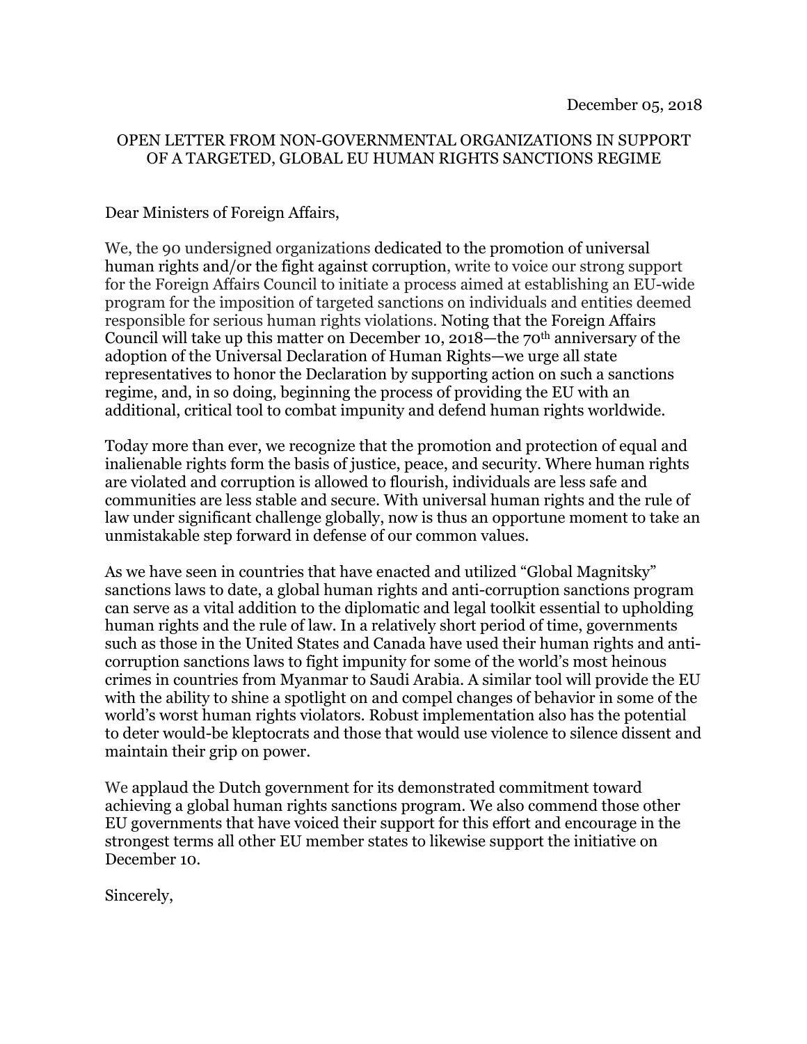December 05, 2018

# OPEN LETTER FROM NON-GOVERNMENTAL ORGANIZATIONS IN SUPPORT OF A TARGETED, GLOBAL EU HUMAN RIGHTS SANCTIONS REGIME

Dear Ministers of Foreign Affairs,

We, the 90 undersigned organizations dedicated to the promotion of universal human rights and/or the fight against corruption, write to voice our strong support for the Foreign Affairs Council to initiate a process aimed at establishing an EU-wide program for the imposition of targeted sanctions on individuals and entities deemed responsible for serious human rights violations. Noting that the Foreign Affairs Council will take up this matter on December 10, 2018—the 70th anniversary of the adoption of the Universal Declaration of Human Rights—we urge all state representatives to honor the Declaration by supporting action on such a sanctions regime, and, in so doing, beginning the process of providing the EU with an additional, critical tool to combat impunity and defend human rights worldwide.

Today more than ever, we recognize that the promotion and protection of equal and inalienable rights form the basis of justice, peace, and security. Where human rights are violated and corruption is allowed to flourish, individuals are less safe and communities are less stable and secure. With universal human rights and the rule of law under significant challenge globally, now is thus an opportune moment to take an unmistakable step forward in defense of our common values.

As we have seen in countries that have enacted and utilized "Global Magnitsky" sanctions laws to date, a global human rights and anti-corruption sanctions program can serve as a vital addition to the diplomatic and legal toolkit essential to upholding human rights and the rule of law. In a relatively short period of time, governments such as those in the United States and Canada have used their human rights and anti-corruption sanctions laws to fight impunity for some of the world's most heinous crimes in countries from Myanmar to Saudi Arabia. A similar tool will provide the EU with the ability to shine a spotlight on and compel changes of behavior in some of the world's worst human rights violators. Robust implementation also has the potential to deter would-be kleptocrats and those that would use violence to silence dissent and maintain their grip on power.

We applaud the Dutch government for its demonstrated commitment toward achieving a global human rights sanctions program. We also commend those other EU governments that have voiced their support for this effort and encourage in the strongest terms all other EU member states to likewise support the initiative on December 10.

Sincerely,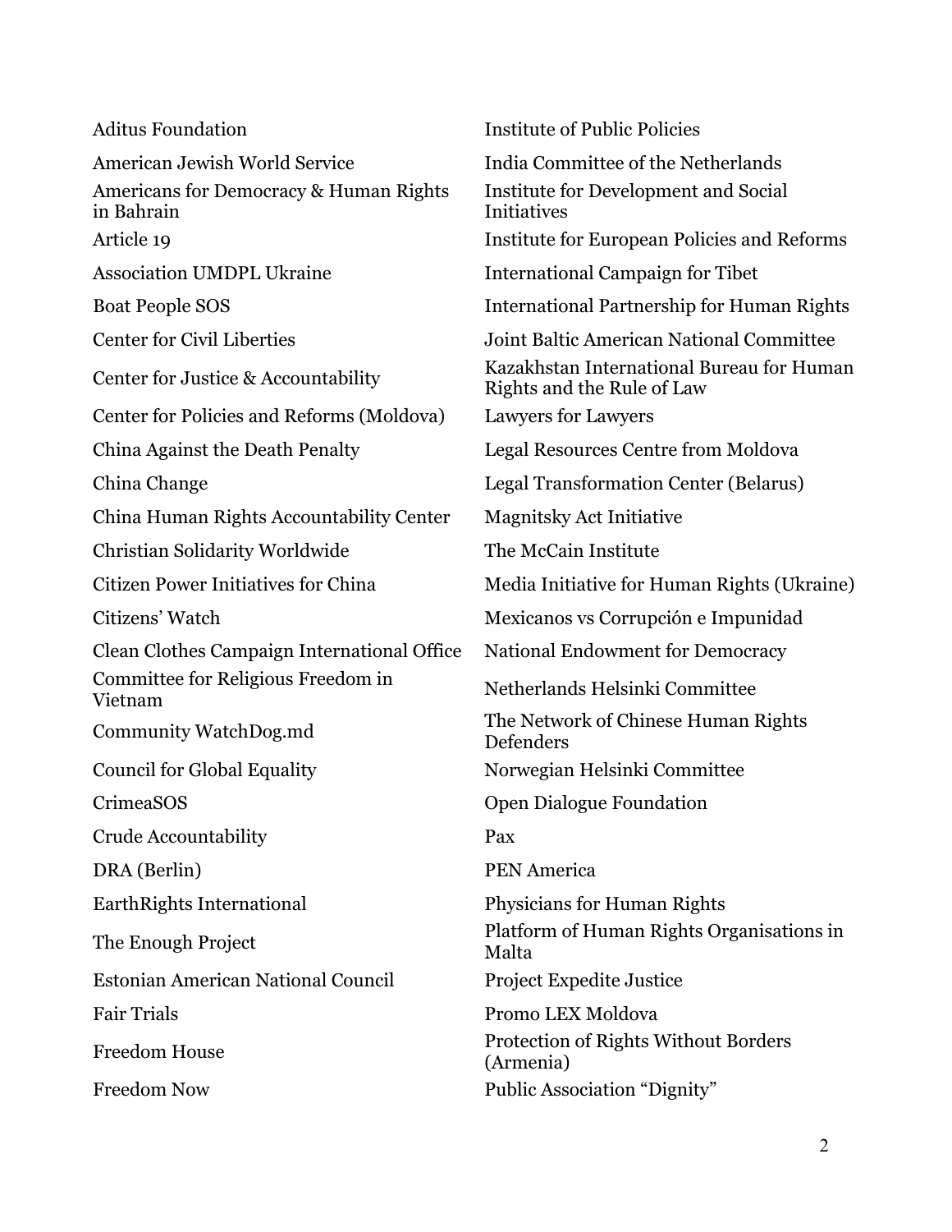Aditus Foundation

American Jewish World Service

Americans for Democracy & Human Rights in Bahrain

Article 19

Association UMDPL Ukraine

Boat People SOS

Center for Civil Liberties

Center for Justice & Accountability

Center for Policies and Reforms (Moldova)

China Against the Death Penalty

China Change

China Human Rights Accountability Center

Christian Solidarity Worldwide

Citizen Power Initiatives for China

Citizens' Watch

Clean Clothes Campaign International Office

Committee for Religious Freedom in Vietnam

Community WatchDog.md

Council for Global Equality

CrimeaSOS

Crude Accountability

DRA (Berlin)

EarthRights International

The Enough Project

Estonian American National Council

Fair Trials

Freedom House

Freedom Now

Institute of Public Policies

India Committee of the Netherlands

Institute for Development and Social Initiatives

Institute for European Policies and Reforms

International Campaign for Tibet

International Partnership for Human Rights

Joint Baltic American National Committee

Kazakhstan International Bureau for Human Rights and the Rule of Law

Lawyers for Lawyers

Legal Resources Centre from Moldova

Legal Transformation Center (Belarus)

Magnitsky Act Initiative

The McCain Institute

Media Initiative for Human Rights (Ukraine)

Mexicanos vs Corrupción e Impunidad

National Endowment for Democracy

Netherlands Helsinki Committee

The Network of Chinese Human Rights Defenders

Norwegian Helsinki Committee

Open Dialogue Foundation

Pax

PEN America

Physicians for Human Rights

Platform of Human Rights Organisations in Malta

Project Expedite Justice

Promo LEX Moldova

Protection of Rights Without Borders (Armenia)

Public Association "Dignity"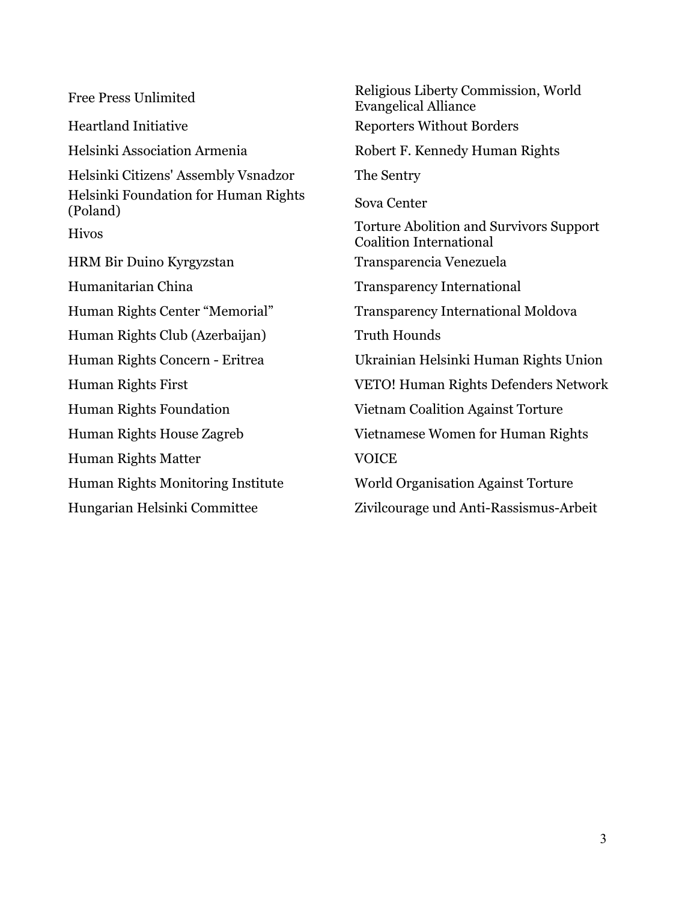Free Press Unlimited

Heartland Initiative

Helsinki Association Armenia

Helsinki Citizens' Assembly Vsnadzor

Helsinki Foundation for Human Rights (Poland)

Hivos

HRM Bir Duino Kyrgyzstan

Humanitarian China

Human Rights Center "Memorial"

Human Rights Club (Azerbaijan)

Human Rights Concern - Eritrea

Human Rights First

Human Rights Foundation

Human Rights House Zagreb

Human Rights Matter

Human Rights Monitoring Institute

Hungarian Helsinki Committee

Religious Liberty Commission, World Evangelical Alliance

Reporters Without Borders

Robert F. Kennedy Human Rights

The Sentry

Sova Center

Torture Abolition and Survivors Support Coalition International

Transparencia Venezuela

Transparency International

Transparency International Moldova

Truth Hounds

Ukrainian Helsinki Human Rights Union

VETO! Human Rights Defenders Network

Vietnam Coalition Against Torture

Vietnamese Women for Human Rights

VOICE

World Organisation Against Torture

Zivilcourage und Anti-Rassismus-Arbeit